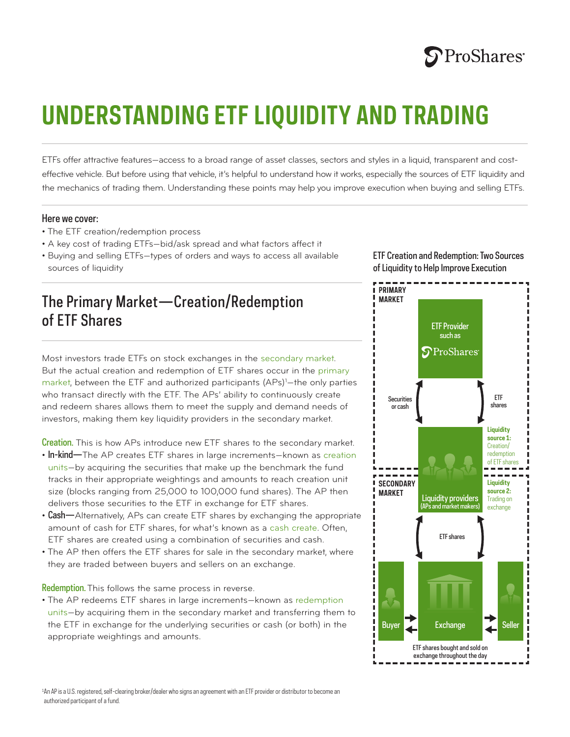# UNDERSTANDING ETF LIQUIDITY AND TRADING

ETFs offer attractive features—access to a broad range of asset classes, sectors and styles in a liquid, transparent and cost-effective vehicle. But before using that vehicle, it's helpful to understand how it works, especially the sources of ETF liquidity and the mechanics of trading them. Understanding these points may help you improve execution when buying and selling ETFs.

**Here we cover:**

- The ETF creation/redemption process
- A key cost of trading ETFs—bid/ask spread and what factors affect it
- Buying and selling ETFs—types of orders and ways to access all available sources of liquidity

## The Primary Market—Creation/Redemption of ETF Shares

Most investors trade ETFs on stock exchanges in the secondary market. But the actual creation and redemption of ETF shares occur in the primary market, between the ETF and authorized participants (APs)[1]—the only parties who transact directly with the ETF. The APs' ability to continuously create and redeem shares allows them to meet the supply and demand needs of investors, making them key liquidity providers in the secondary market.

**Creation.** This is how APs introduce new ETF shares to the secondary market.

- **In-kind—**The AP creates ETF shares in large increments—known as creation units—by acquiring the securities that make up the benchmark the fund tracks in their appropriate weightings and amounts to reach creation unit size (blocks ranging from 25,000 to 100,000 fund shares). The AP then delivers those securities to the ETF in exchange for ETF shares.
- **Cash—**Alternatively, APs can create ETF shares by exchanging the appropriate amount of cash for ETF shares, for what's known as a cash create. Often, ETF shares are created using a combination of securities and cash.
- The AP then offers the ETF shares for sale in the secondary market, where they are traded between buyers and sellers on an exchange.

**Redemption.** This follows the same process in reverse.

- The AP redeems ETF shares in large increments—known as redemption units—by acquiring them in the secondary market and transferring them to the ETF in exchange for the underlying securities or cash (or both) in the appropriate weightings and amounts.

**ETF Creation and Redemption: Two Sources of Liquidity to Help Improve Execution**

PRIMARY MARKET

ETF Provider such as ProShares

Securities or cash

ETF shares

Liquidity source 1: Creation/redemption of ETF shares

SECONDARY MARKET

Liquidity providers (APs and market makers)

Liquidity source 2: Trading on exchange

ETF shares

Buyer

Exchange

Seller

ETF shares bought and sold on exchange throughout the day

[1] An AP is a U.S. registered, self-clearing broker/dealer who signs an agreement with an ETF provider or distributor to become an authorized participant of a fund.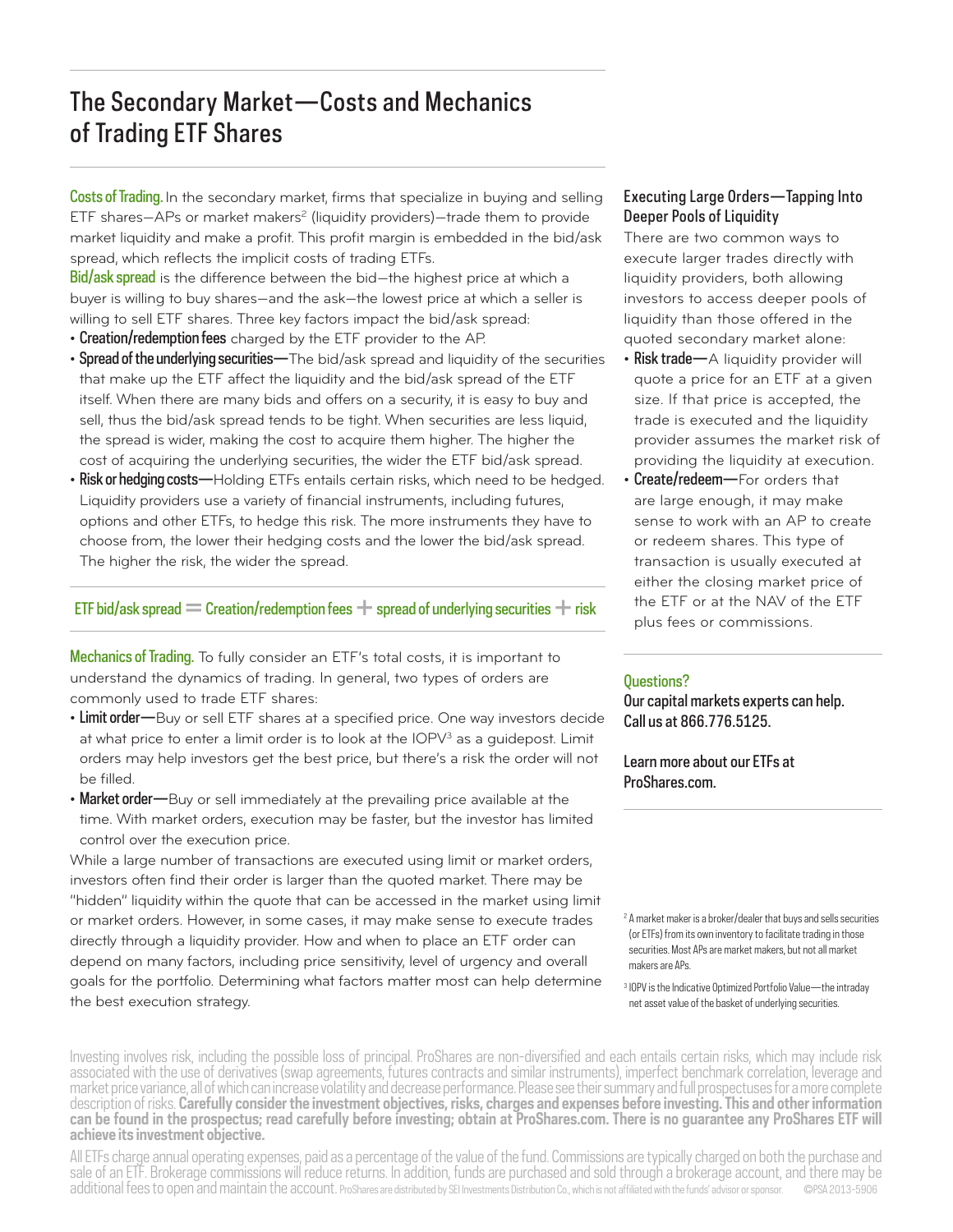# The Secondary Market—Costs and Mechanics of Trading ETF Shares

**Costs of Trading.** In the secondary market, firms that specialize in buying and selling ETF shares—APs or market makers[2] (liquidity providers)—trade them to provide market liquidity and make a profit. This profit margin is embedded in the bid/ask spread, which reflects the implicit costs of trading ETFs.

**Bid/ask spread** is the difference between the bid—the highest price at which a buyer is willing to buy shares—and the ask—the lowest price at which a seller is willing to sell ETF shares. Three key factors impact the bid/ask spread:

- **Creation/redemption fees** charged by the ETF provider to the AP.
- **Spread of the underlying securities—**The bid/ask spread and liquidity of the securities that make up the ETF affect the liquidity and the bid/ask spread of the ETF itself. When there are many bids and offers on a security, it is easy to buy and sell, thus the bid/ask spread tends to be tight. When securities are less liquid, the spread is wider, making the cost to acquire them higher. The higher the cost of acquiring the underlying securities, the wider the ETF bid/ask spread.
- **Risk or hedging costs—**Holding ETFs entails certain risks, which need to be hedged. Liquidity providers use a variety of financial instruments, including futures, options and other ETFs, to hedge this risk. The more instruments they have to choose from, the lower their hedging costs and the lower the bid/ask spread. The higher the risk, the wider the spread.

**ETF bid/ask spread = Creation/redemption fees + spread of underlying securities + risk**

**Mechanics of Trading.** To fully consider an ETF's total costs, it is important to understand the dynamics of trading. In general, two types of orders are commonly used to trade ETF shares:

- **Limit order—**Buy or sell ETF shares at a specified price. One way investors decide at what price to enter a limit order is to look at the IOPV[3] as a guidepost. Limit orders may help investors get the best price, but there's a risk the order will not be filled.
- **Market order—**Buy or sell immediately at the prevailing price available at the time. With market orders, execution may be faster, but the investor has limited control over the execution price.

While a large number of transactions are executed using limit or market orders, investors often find their order is larger than the quoted market. There may be "hidden" liquidity within the quote that can be accessed in the market using limit or market orders. However, in some cases, it may make sense to execute trades directly through a liquidity provider. How and when to place an ETF order can depend on many factors, including price sensitivity, level of urgency and overall goals for the portfolio. Determining what factors matter most can help determine the best execution strategy.

## Executing Large Orders—Tapping Into Deeper Pools of Liquidity

There are two common ways to execute larger trades directly with liquidity providers, both allowing investors to access deeper pools of liquidity than those offered in the quoted secondary market alone:

- **Risk trade—**A liquidity provider will quote a price for an ETF at a given size. If that price is accepted, the trade is executed and the liquidity provider assumes the market risk of providing the liquidity at execution.
- **Create/redeem—**For orders that are large enough, it may make sense to work with an AP to create or redeem shares. This type of transaction is usually executed at either the closing market price of the ETF or at the NAV of the ETF plus fees or commissions.

## Questions?

Our capital markets experts can help. Call us at 866.776.5125.

Learn more about our ETFs at ProShares.com.

[2] A market maker is a broker/dealer that buys and sells securities (or ETFs) from its own inventory to facilitate trading in those securities. Most APs are market makers, but not all market makers are APs.

[3] IOPV is the Indicative Optimized Portfolio Value—the intraday net asset value of the basket of underlying securities.

Investing involves risk, including the possible loss of principal. ProShares are non-diversified and each entails certain risks, which may include risk associated with the use of derivatives (swap agreements, futures contracts and similar instruments), imperfect benchmark correlation, leverage and market price variance, all of which can increase volatility and decrease performance. Please see their summary and full prospectuses for a more complete description of risks. **Carefully consider the investment objectives, risks, charges and expenses before investing. This and other information can be found in the prospectus; read carefully before investing; obtain at ProShares.com. There is no guarantee any ProShares ETF will achieve its investment objective.**

All ETFs charge annual operating expenses, paid as a percentage of the value of the fund. Commissions are typically charged on both the purchase and sale of an ETF. Brokerage commissions will reduce returns. In addition, funds are purchased and sold through a brokerage account, and there may be additional fees to open and maintain the account. ProShares are distributed by SEI Investments Distribution Co., which is not affiliated with the funds' advisor or sponsor. ©PSA 2013-5906